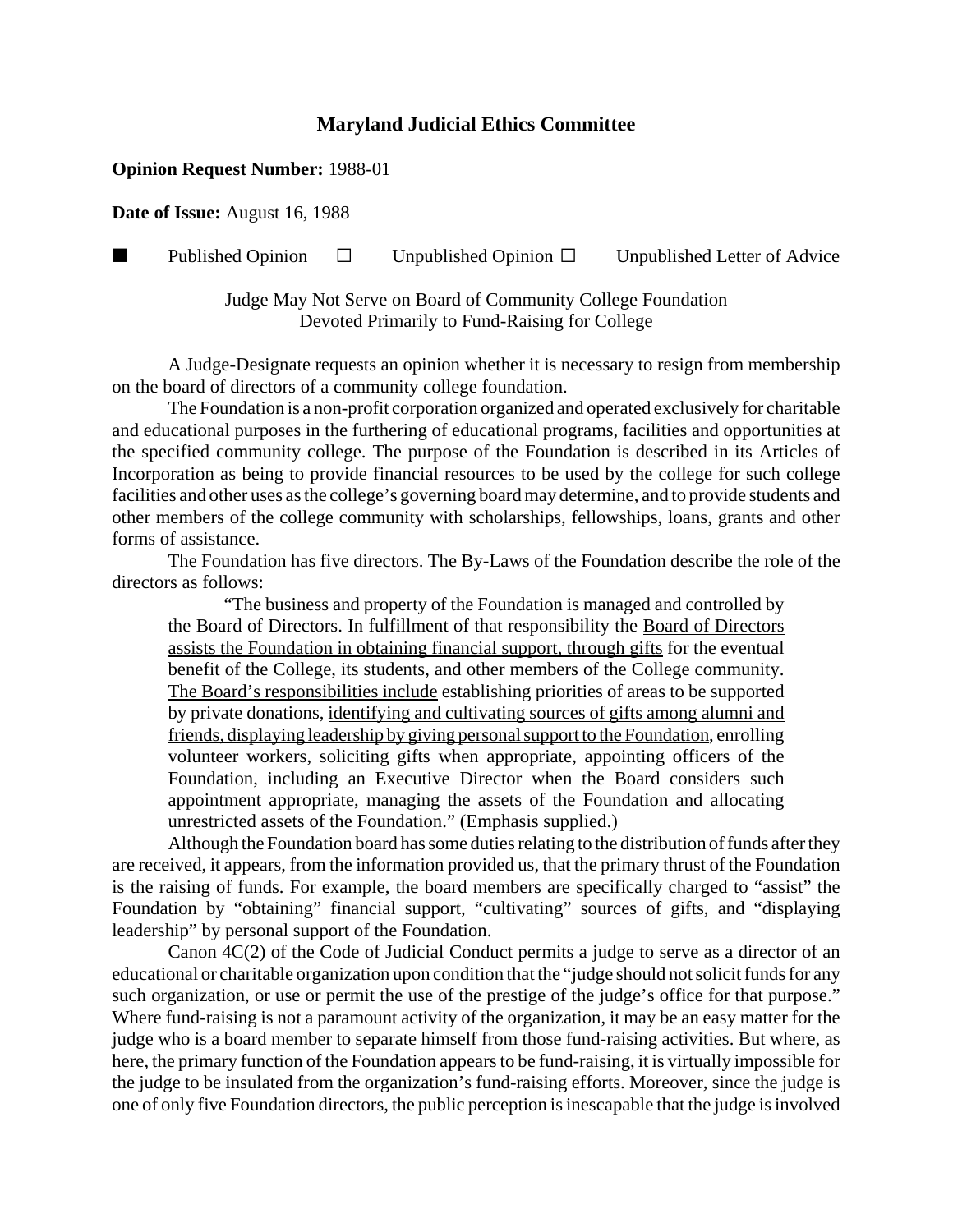# Maryland Judicial Ethics Committee

**Opinion Request Number:** 1988-01

**Date of Issue:** August 16, 1988

■ Published Opinion ☐ Unpublished Opinion ☐ Unpublished Letter of Advice

Judge May Not Serve on Board of Community College Foundation
Devoted Primarily to Fund-Raising for College

A Judge-Designate requests an opinion whether it is necessary to resign from membership on the board of directors of a community college foundation.

The Foundation is a non-profit corporation organized and operated exclusively for charitable and educational purposes in the furthering of educational programs, facilities and opportunities at the specified community college. The purpose of the Foundation is described in its Articles of Incorporation as being to provide financial resources to be used by the college for such college facilities and other uses as the college's governing board may determine, and to provide students and other members of the college community with scholarships, fellowships, loans, grants and other forms of assistance.

The Foundation has five directors. The By-Laws of the Foundation describe the role of the directors as follows:

> "The business and property of the Foundation is managed and controlled by the Board of Directors. In fulfillment of that responsibility the <u>Board of Directors assists the Foundation in obtaining financial support, through gifts</u> for the eventual benefit of the College, its students, and other members of the College community. <u>The Board's responsibilities include</u> establishing priorities of areas to be supported by private donations, <u>identifying and cultivating sources of gifts among alumni and friends, displaying leadership by giving personal support to the Foundation</u>, enrolling volunteer workers, <u>soliciting gifts when appropriate</u>, appointing officers of the Foundation, including an Executive Director when the Board considers such appointment appropriate, managing the assets of the Foundation and allocating unrestricted assets of the Foundation." (Emphasis supplied.)

Although the Foundation board has some duties relating to the distribution of funds after they are received, it appears, from the information provided us, that the primary thrust of the Foundation is the raising of funds. For example, the board members are specifically charged to "assist" the Foundation by "obtaining" financial support, "cultivating" sources of gifts, and "displaying leadership" by personal support of the Foundation.

Canon 4C(2) of the Code of Judicial Conduct permits a judge to serve as a director of an educational or charitable organization upon condition that the "judge should not solicit funds for any such organization, or use or permit the use of the prestige of the judge's office for that purpose." Where fund-raising is not a paramount activity of the organization, it may be an easy matter for the judge who is a board member to separate himself from those fund-raising activities. But where, as here, the primary function of the Foundation appears to be fund-raising, it is virtually impossible for the judge to be insulated from the organization's fund-raising efforts. Moreover, since the judge is one of only five Foundation directors, the public perception is inescapable that the judge is involved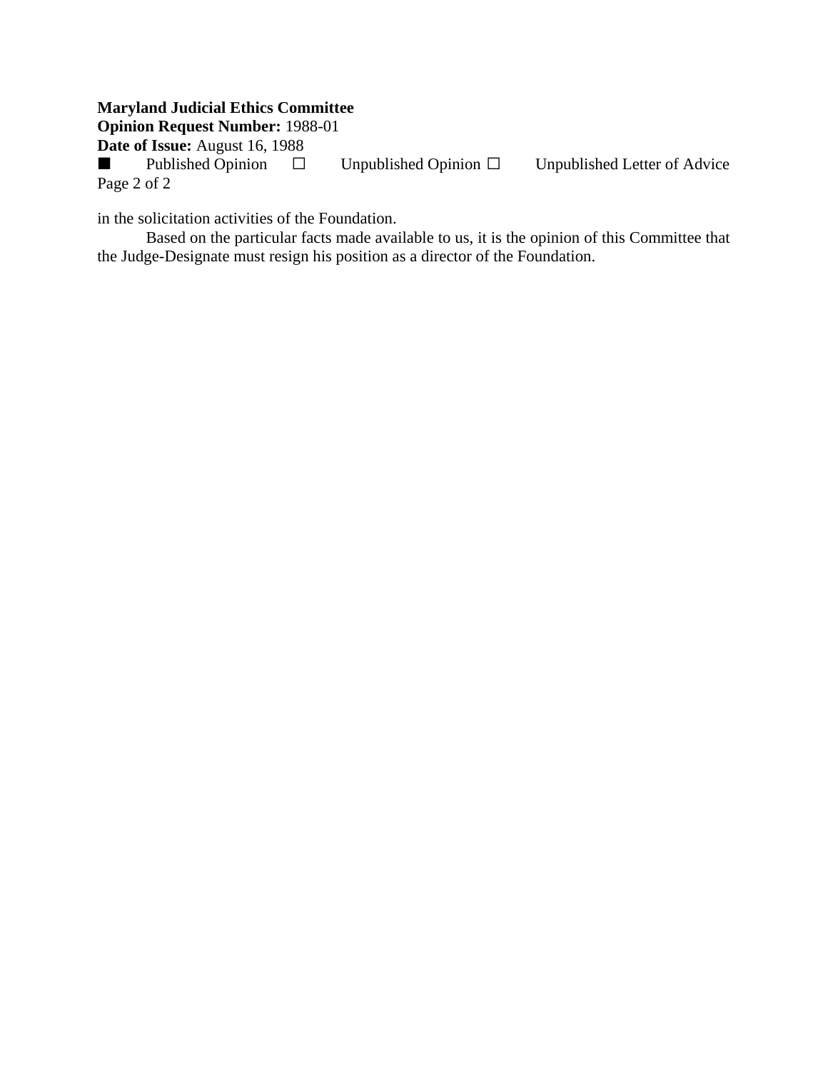in the solicitation activities of the Foundation.

Based on the particular facts made available to us, it is the opinion of this Committee that the Judge-Designate must resign his position as a director of the Foundation.